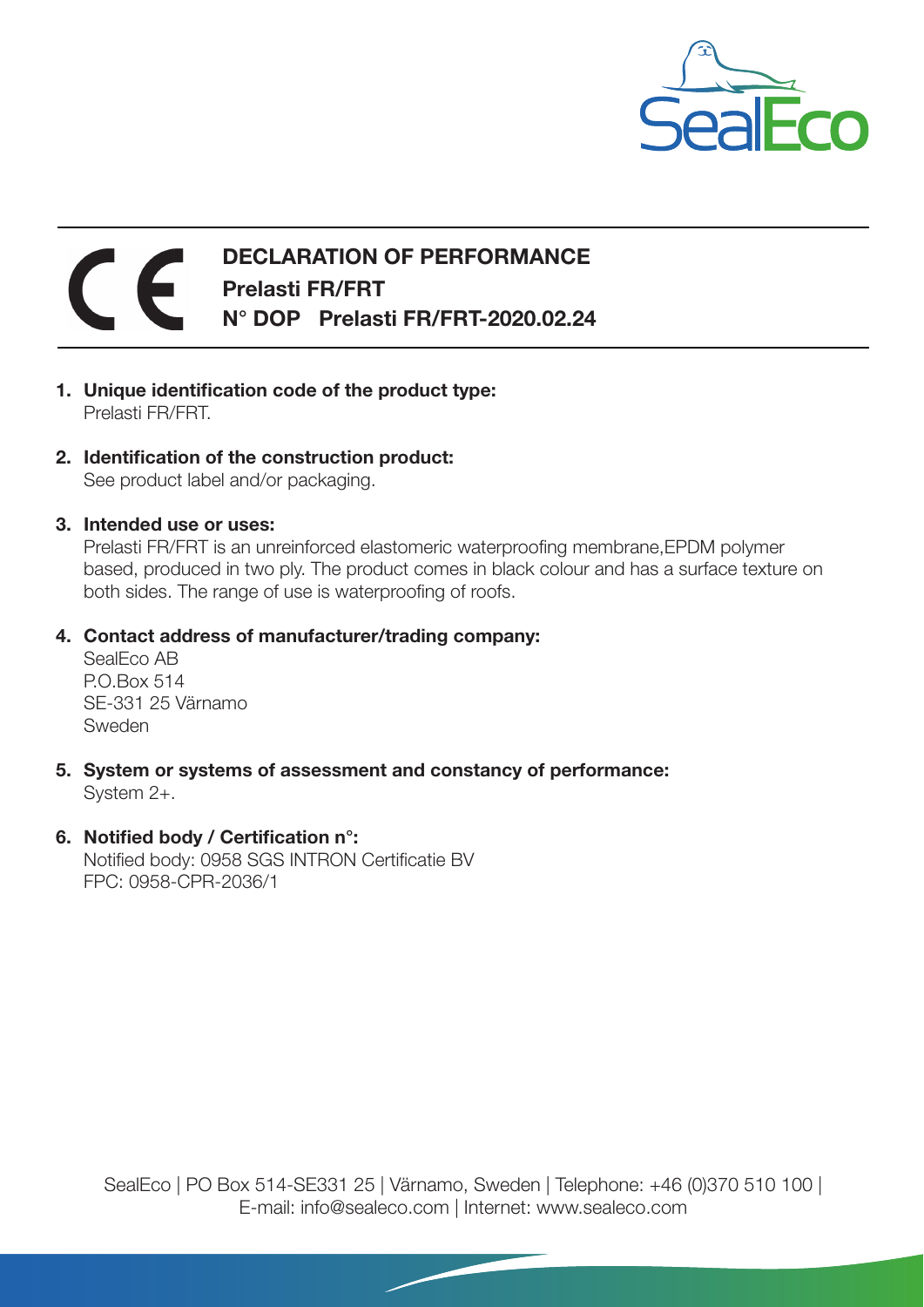# DECLARATION OF PERFORMANCE

## Prelasti FR/FRT

## N° DOP Prelasti FR/FRT-2020.02.24

1. **Unique identification code of the product type:**
   Prelasti FR/FRT.

2. **Identification of the construction product:**
   See product label and/or packaging.

3. **Intended use or uses:**
   Prelasti FR/FRT is an unreinforced elastomeric waterproofing membrane,EPDM polymer based, produced in two ply. The product comes in black colour and has a surface texture on both sides. The range of use is waterproofing of roofs.

4. **Contact address of manufacturer/trading company:**
   SealEco AB
   P.O.Box 514
   SE-331 25 Värnamo
   Sweden

5. **System or systems of assessment and constancy of performance:**
   System 2+.

6. **Notified body / Certification n°:**
   Notified body: 0958 SGS INTRON Certificatie BV
   FPC: 0958-CPR-2036/1

SealEco | PO Box 514-SE331 25 | Värnamo, Sweden | Telephone: +46 (0)370 510 100 |
E-mail: info@sealeco.com | Internet: www.sealeco.com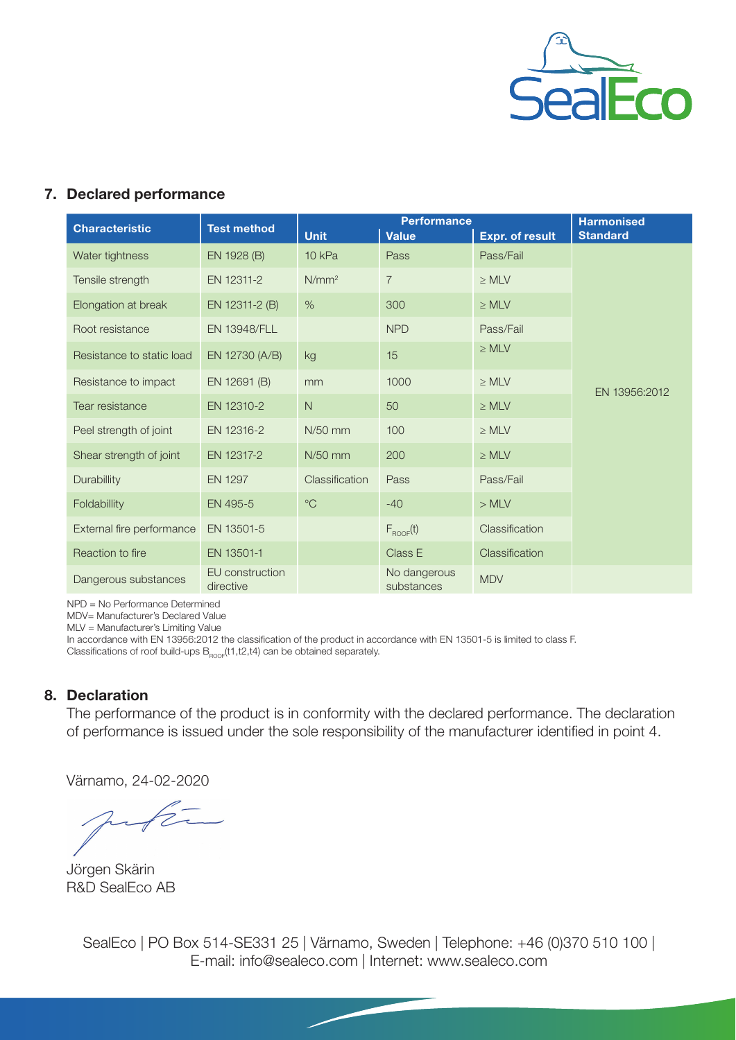## 7. Declared performance

| Characteristic | Test method | Performance | | | Harmonised Standard |
|---|---|---|---|---|---|
| | | Unit | Value | Expr. of result | |
| Water tightness | EN 1928 (B) | 10 kPa | Pass | Pass/Fail | EN 13956:2012 |
| Tensile strength | EN 12311-2 | N/mm² | 7 | ≥ MLV | |
| Elongation at break | EN 12311-2 (B) | % | 300 | ≥ MLV | |
| Root resistance | EN 13948/FLL | | NPD | Pass/Fail | |
| Resistance to static load | EN 12730 (A/B) | kg | 15 | ≥ MLV | |
| Resistance to impact | EN 12691 (B) | mm | 1000 | ≥ MLV | |
| Tear resistance | EN 12310-2 | N | 50 | ≥ MLV | |
| Peel strength of joint | EN 12316-2 | N/50 mm | 100 | ≥ MLV | |
| Shear strength of joint | EN 12317-2 | N/50 mm | 200 | ≥ MLV | |
| Durabillity | EN 1297 | Classification | Pass | Pass/Fail | |
| Foldabillity | EN 495-5 | °C | -40 | > MLV | |
| External fire performance | EN 13501-5 | | $F_{ROOF}$(t) | Classification | |
| Reaction to fire | EN 13501-1 | | Class E | Classification | |
| Dangerous substances | EU construction directive | | No dangerous substances | MDV | |

NPD = No Performance Determined
MDV= Manufacturer's Declared Value
MLV = Manufacturer's Limiting Value
In accordance with EN 13956:2012 the classification of the product in accordance with EN 13501-5 is limited to class F.
Classifications of roof build-ups $B_{ROOF}$(t1,t2,t4) can be obtained separately.

## 8. Declaration

The performance of the product is in conformity with the declared performance. The declaration of performance is issued under the sole responsibility of the manufacturer identified in point 4.

Värnamo, 24-02-2020

Jörgen Skärin
R&D SealEco AB

SealEco | PO Box 514-SE331 25 | Värnamo, Sweden | Telephone: +46 (0)370 510 100 |
E-mail: info@sealeco.com | Internet: www.sealeco.com